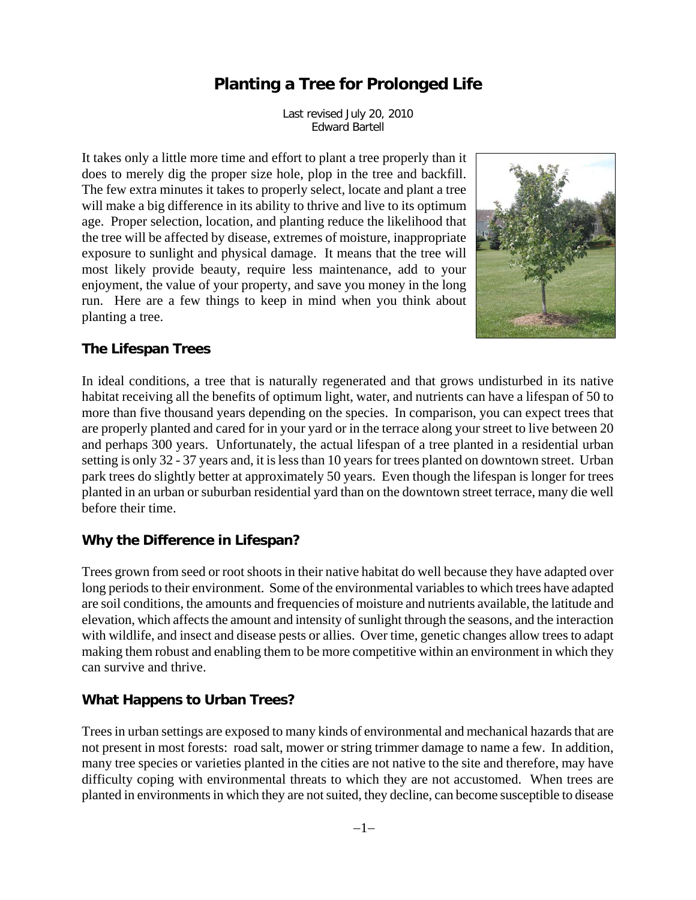# Planting a Tree for Prolonged Life

Last revised July 20, 2010
Edward Bartell

It takes only a little more time and effort to plant a tree properly than it does to merely dig the proper size hole, plop in the tree and backfill. The few extra minutes it takes to properly select, locate and plant a tree will make a big difference in its ability to thrive and live to its optimum age. Proper selection, location, and planting reduce the likelihood that the tree will be affected by disease, extremes of moisture, inappropriate exposure to sunlight and physical damage. It means that the tree will most likely provide beauty, require less maintenance, add to your enjoyment, the value of your property, and save you money in the long run. Here are a few things to keep in mind when you think about planting a tree.

## The Lifespan Trees

In ideal conditions, a tree that is naturally regenerated and that grows undisturbed in its native habitat receiving all the benefits of optimum light, water, and nutrients can have a lifespan of 50 to more than five thousand years depending on the species. In comparison, you can expect trees that are properly planted and cared for in your yard or in the terrace along your street to live between 20 and perhaps 300 years. Unfortunately, the actual lifespan of a tree planted in a residential urban setting is only 32 - 37 years and, it is less than 10 years for trees planted on downtown street. Urban park trees do slightly better at approximately 50 years. Even though the lifespan is longer for trees planted in an urban or suburban residential yard than on the downtown street terrace, many die well before their time.

## Why the Difference in Lifespan?

Trees grown from seed or root shoots in their native habitat do well because they have adapted over long periods to their environment. Some of the environmental variables to which trees have adapted are soil conditions, the amounts and frequencies of moisture and nutrients available, the latitude and elevation, which affects the amount and intensity of sunlight through the seasons, and the interaction with wildlife, and insect and disease pests or allies. Over time, genetic changes allow trees to adapt making them robust and enabling them to be more competitive within an environment in which they can survive and thrive.

## What Happens to Urban Trees?

Trees in urban settings are exposed to many kinds of environmental and mechanical hazards that are not present in most forests: road salt, mower or string trimmer damage to name a few. In addition, many tree species or varieties planted in the cities are not native to the site and therefore, may have difficulty coping with environmental threats to which they are not accustomed. When trees are planted in environments in which they are not suited, they decline, can become susceptible to disease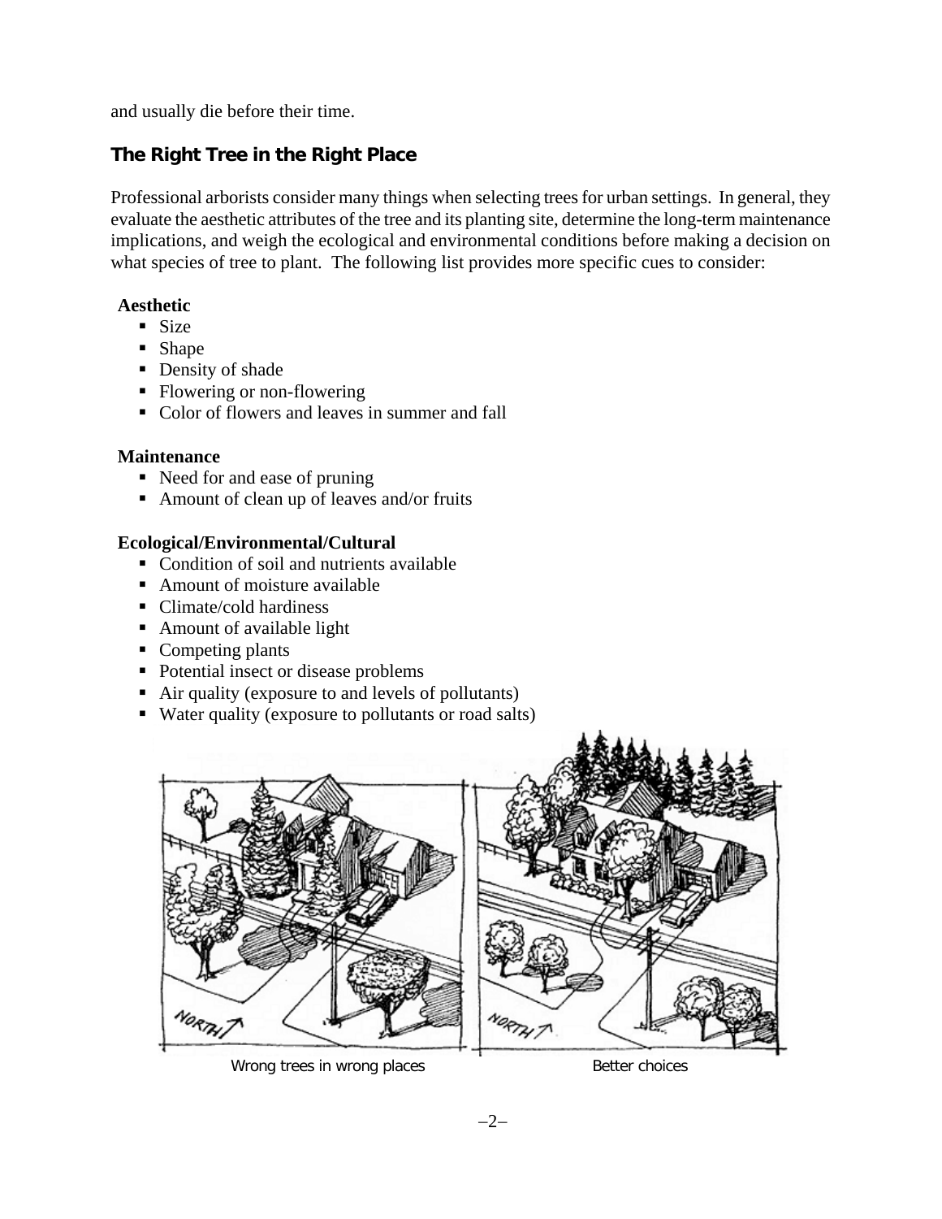and usually die before their time.

## The Right Tree in the Right Place

Professional arborists consider many things when selecting trees for urban settings. In general, they evaluate the aesthetic attributes of the tree and its planting site, determine the long-term maintenance implications, and weigh the ecological and environmental conditions before making a decision on what species of tree to plant. The following list provides more specific cues to consider:

**Aesthetic**

- Size
- Shape
- Density of shade
- Flowering or non-flowering
- Color of flowers and leaves in summer and fall

**Maintenance**

- Need for and ease of pruning
- Amount of clean up of leaves and/or fruits

**Ecological/Environmental/Cultural**

- Condition of soil and nutrients available
- Amount of moisture available
- Climate/cold hardiness
- Amount of available light
- Competing plants
- Potential insect or disease problems
- Air quality (exposure to and levels of pollutants)
- Water quality (exposure to pollutants or road salts)

Wrong trees in wrong places

Better choices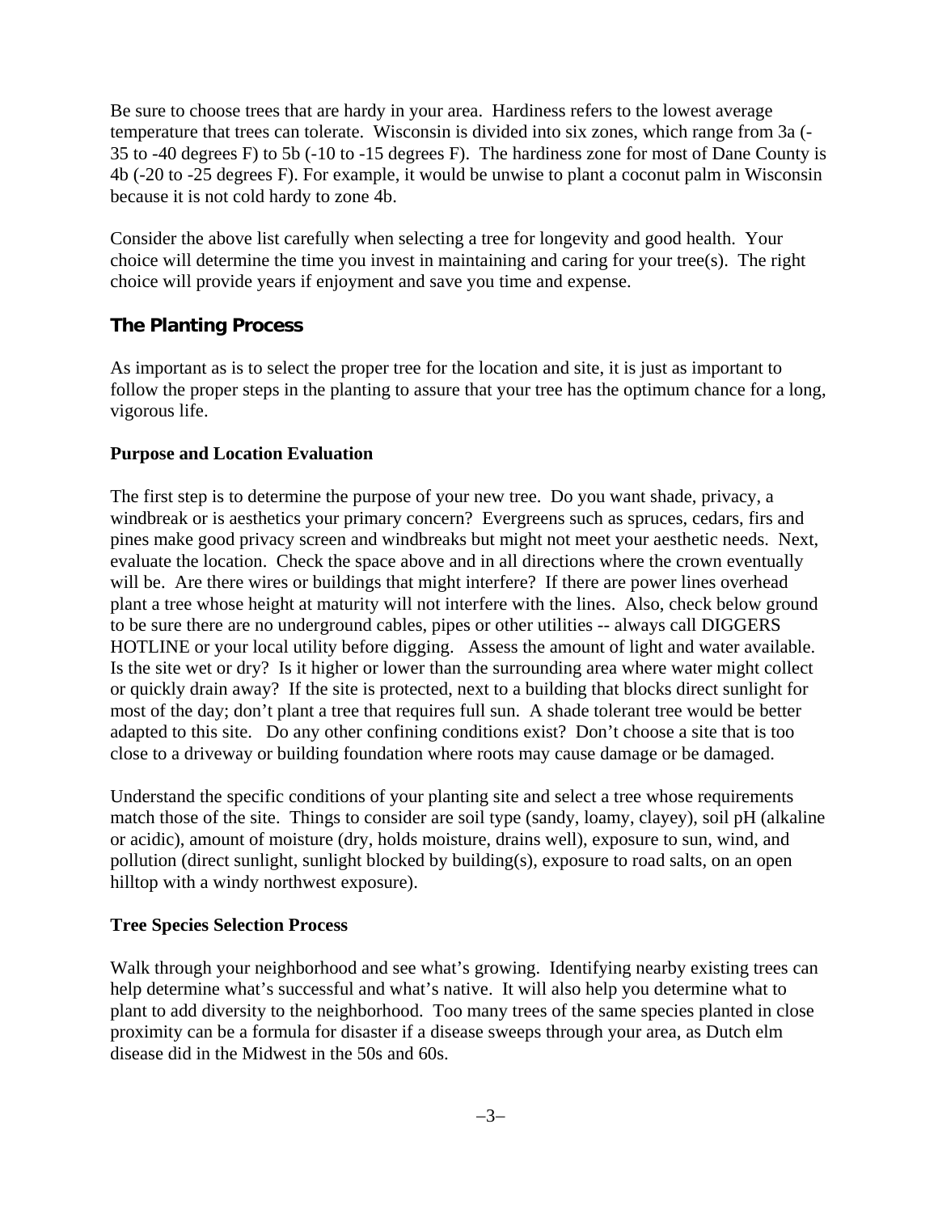Be sure to choose trees that are hardy in your area. Hardiness refers to the lowest average temperature that trees can tolerate. Wisconsin is divided into six zones, which range from 3a (-35 to -40 degrees F) to 5b (-10 to -15 degrees F). The hardiness zone for most of Dane County is 4b (-20 to -25 degrees F). For example, it would be unwise to plant a coconut palm in Wisconsin because it is not cold hardy to zone 4b.

Consider the above list carefully when selecting a tree for longevity and good health. Your choice will determine the time you invest in maintaining and caring for your tree(s). The right choice will provide years if enjoyment and save you time and expense.

## The Planting Process

As important as is to select the proper tree for the location and site, it is just as important to follow the proper steps in the planting to assure that your tree has the optimum chance for a long, vigorous life.

### Purpose and Location Evaluation

The first step is to determine the purpose of your new tree. Do you want shade, privacy, a windbreak or is aesthetics your primary concern? Evergreens such as spruces, cedars, firs and pines make good privacy screen and windbreaks but might not meet your aesthetic needs. Next, evaluate the location. Check the space above and in all directions where the crown eventually will be. Are there wires or buildings that might interfere? If there are power lines overhead plant a tree whose height at maturity will not interfere with the lines. Also, check below ground to be sure there are no underground cables, pipes or other utilities -- always call DIGGERS HOTLINE or your local utility before digging. Assess the amount of light and water available. Is the site wet or dry? Is it higher or lower than the surrounding area where water might collect or quickly drain away? If the site is protected, next to a building that blocks direct sunlight for most of the day; don't plant a tree that requires full sun. A shade tolerant tree would be better adapted to this site. Do any other confining conditions exist? Don't choose a site that is too close to a driveway or building foundation where roots may cause damage or be damaged.

Understand the specific conditions of your planting site and select a tree whose requirements match those of the site. Things to consider are soil type (sandy, loamy, clayey), soil pH (alkaline or acidic), amount of moisture (dry, holds moisture, drains well), exposure to sun, wind, and pollution (direct sunlight, sunlight blocked by building(s), exposure to road salts, on an open hilltop with a windy northwest exposure).

### Tree Species Selection Process

Walk through your neighborhood and see what's growing. Identifying nearby existing trees can help determine what's successful and what's native. It will also help you determine what to plant to add diversity to the neighborhood. Too many trees of the same species planted in close proximity can be a formula for disaster if a disease sweeps through your area, as Dutch elm disease did in the Midwest in the 50s and 60s.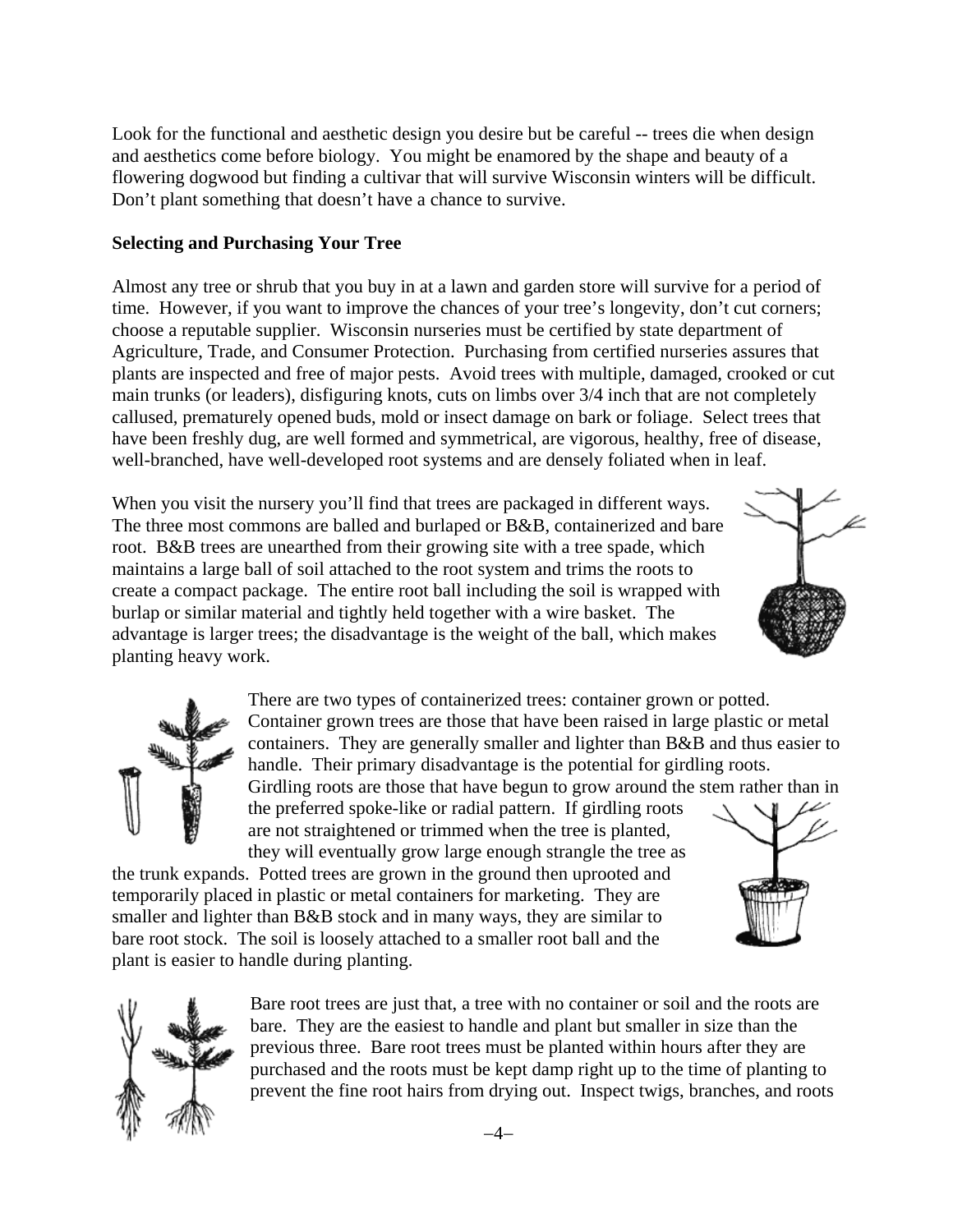Look for the functional and aesthetic design you desire but be careful -- trees die when design and aesthetics come before biology. You might be enamored by the shape and beauty of a flowering dogwood but finding a cultivar that will survive Wisconsin winters will be difficult. Don't plant something that doesn't have a chance to survive.

**Selecting and Purchasing Your Tree**

Almost any tree or shrub that you buy in at a lawn and garden store will survive for a period of time. However, if you want to improve the chances of your tree's longevity, don't cut corners; choose a reputable supplier. Wisconsin nurseries must be certified by state department of Agriculture, Trade, and Consumer Protection. Purchasing from certified nurseries assures that plants are inspected and free of major pests. Avoid trees with multiple, damaged, crooked or cut main trunks (or leaders), disfiguring knots, cuts on limbs over 3/4 inch that are not completely callused, prematurely opened buds, mold or insect damage on bark or foliage. Select trees that have been freshly dug, are well formed and symmetrical, are vigorous, healthy, free of disease, well-branched, have well-developed root systems and are densely foliated when in leaf.

When you visit the nursery you'll find that trees are packaged in different ways. The three most commons are balled and burlaped or B&B, containerized and bare root. B&B trees are unearthed from their growing site with a tree spade, which maintains a large ball of soil attached to the root system and trims the roots to create a compact package. The entire root ball including the soil is wrapped with burlap or similar material and tightly held together with a wire basket. The advantage is larger trees; the disadvantage is the weight of the ball, which makes planting heavy work.

There are two types of containerized trees: container grown or potted. Container grown trees are those that have been raised in large plastic or metal containers. They are generally smaller and lighter than B&B and thus easier to handle. Their primary disadvantage is the potential for girdling roots. Girdling roots are those that have begun to grow around the stem rather than in the preferred spoke-like or radial pattern. If girdling roots are not straightened or trimmed when the tree is planted, they will eventually grow large enough strangle the tree as the trunk expands. Potted trees are grown in the ground then uprooted and temporarily placed in plastic or metal containers for marketing. They are smaller and lighter than B&B stock and in many ways, they are similar to bare root stock. The soil is loosely attached to a smaller root ball and the plant is easier to handle during planting.

Bare root trees are just that, a tree with no container or soil and the roots are bare. They are the easiest to handle and plant but smaller in size than the previous three. Bare root trees must be planted within hours after they are purchased and the roots must be kept damp right up to the time of planting to prevent the fine root hairs from drying out. Inspect twigs, branches, and roots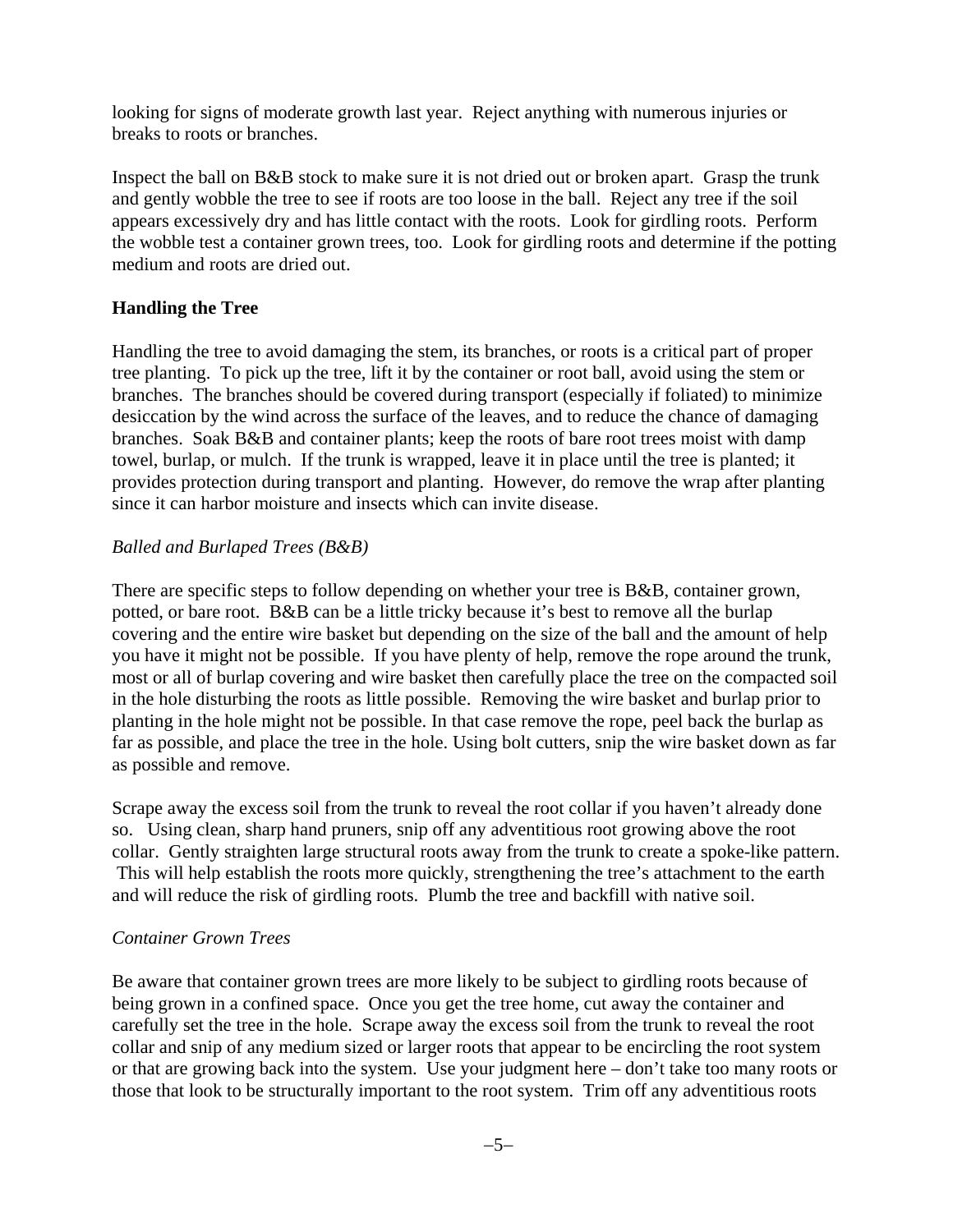looking for signs of moderate growth last year. Reject anything with numerous injuries or breaks to roots or branches.

Inspect the ball on B&B stock to make sure it is not dried out or broken apart. Grasp the trunk and gently wobble the tree to see if roots are too loose in the ball. Reject any tree if the soil appears excessively dry and has little contact with the roots. Look for girdling roots. Perform the wobble test a container grown trees, too. Look for girdling roots and determine if the potting medium and roots are dried out.

## Handling the Tree

Handling the tree to avoid damaging the stem, its branches, or roots is a critical part of proper tree planting. To pick up the tree, lift it by the container or root ball, avoid using the stem or branches. The branches should be covered during transport (especially if foliated) to minimize desiccation by the wind across the surface of the leaves, and to reduce the chance of damaging branches. Soak B&B and container plants; keep the roots of bare root trees moist with damp towel, burlap, or mulch. If the trunk is wrapped, leave it in place until the tree is planted; it provides protection during transport and planting. However, do remove the wrap after planting since it can harbor moisture and insects which can invite disease.

### *Balled and Burlaped Trees (B&B)*

There are specific steps to follow depending on whether your tree is B&B, container grown, potted, or bare root. B&B can be a little tricky because it's best to remove all the burlap covering and the entire wire basket but depending on the size of the ball and the amount of help you have it might not be possible. If you have plenty of help, remove the rope around the trunk, most or all of burlap covering and wire basket then carefully place the tree on the compacted soil in the hole disturbing the roots as little possible. Removing the wire basket and burlap prior to planting in the hole might not be possible. In that case remove the rope, peel back the burlap as far as possible, and place the tree in the hole. Using bolt cutters, snip the wire basket down as far as possible and remove.

Scrape away the excess soil from the trunk to reveal the root collar if you haven't already done so. Using clean, sharp hand pruners, snip off any adventitious root growing above the root collar. Gently straighten large structural roots away from the trunk to create a spoke-like pattern. This will help establish the roots more quickly, strengthening the tree's attachment to the earth and will reduce the risk of girdling roots. Plumb the tree and backfill with native soil.

### *Container Grown Trees*

Be aware that container grown trees are more likely to be subject to girdling roots because of being grown in a confined space. Once you get the tree home, cut away the container and carefully set the tree in the hole. Scrape away the excess soil from the trunk to reveal the root collar and snip of any medium sized or larger roots that appear to be encircling the root system or that are growing back into the system. Use your judgment here – don't take too many roots or those that look to be structurally important to the root system. Trim off any adventitious roots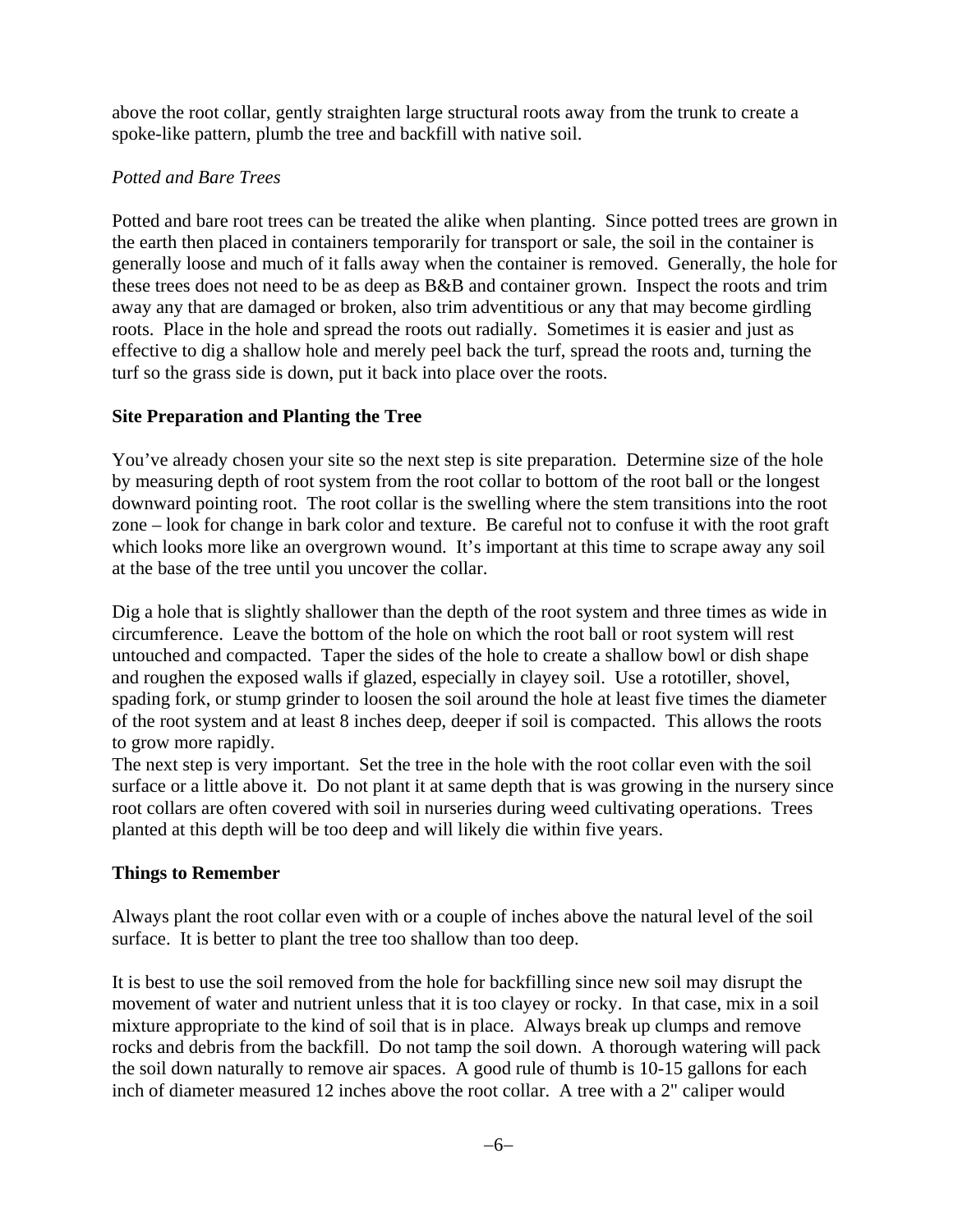above the root collar, gently straighten large structural roots away from the trunk to create a spoke-like pattern, plumb the tree and backfill with native soil.

*Potted and Bare Trees*

Potted and bare root trees can be treated the alike when planting. Since potted trees are grown in the earth then placed in containers temporarily for transport or sale, the soil in the container is generally loose and much of it falls away when the container is removed. Generally, the hole for these trees does not need to be as deep as B&B and container grown. Inspect the roots and trim away any that are damaged or broken, also trim adventitious or any that may become girdling roots. Place in the hole and spread the roots out radially. Sometimes it is easier and just as effective to dig a shallow hole and merely peel back the turf, spread the roots and, turning the turf so the grass side is down, put it back into place over the roots.

**Site Preparation and Planting the Tree**

You've already chosen your site so the next step is site preparation. Determine size of the hole by measuring depth of root system from the root collar to bottom of the root ball or the longest downward pointing root. The root collar is the swelling where the stem transitions into the root zone – look for change in bark color and texture. Be careful not to confuse it with the root graft which looks more like an overgrown wound. It's important at this time to scrape away any soil at the base of the tree until you uncover the collar.

Dig a hole that is slightly shallower than the depth of the root system and three times as wide in circumference. Leave the bottom of the hole on which the root ball or root system will rest untouched and compacted. Taper the sides of the hole to create a shallow bowl or dish shape and roughen the exposed walls if glazed, especially in clayey soil. Use a rototiller, shovel, spading fork, or stump grinder to loosen the soil around the hole at least five times the diameter of the root system and at least 8 inches deep, deeper if soil is compacted. This allows the roots to grow more rapidly.

The next step is very important. Set the tree in the hole with the root collar even with the soil surface or a little above it. Do not plant it at same depth that is was growing in the nursery since root collars are often covered with soil in nurseries during weed cultivating operations. Trees planted at this depth will be too deep and will likely die within five years.

**Things to Remember**

Always plant the root collar even with or a couple of inches above the natural level of the soil surface. It is better to plant the tree too shallow than too deep.

It is best to use the soil removed from the hole for backfilling since new soil may disrupt the movement of water and nutrient unless that it is too clayey or rocky. In that case, mix in a soil mixture appropriate to the kind of soil that is in place. Always break up clumps and remove rocks and debris from the backfill. Do not tamp the soil down. A thorough watering will pack the soil down naturally to remove air spaces. A good rule of thumb is 10-15 gallons for each inch of diameter measured 12 inches above the root collar. A tree with a 2" caliper would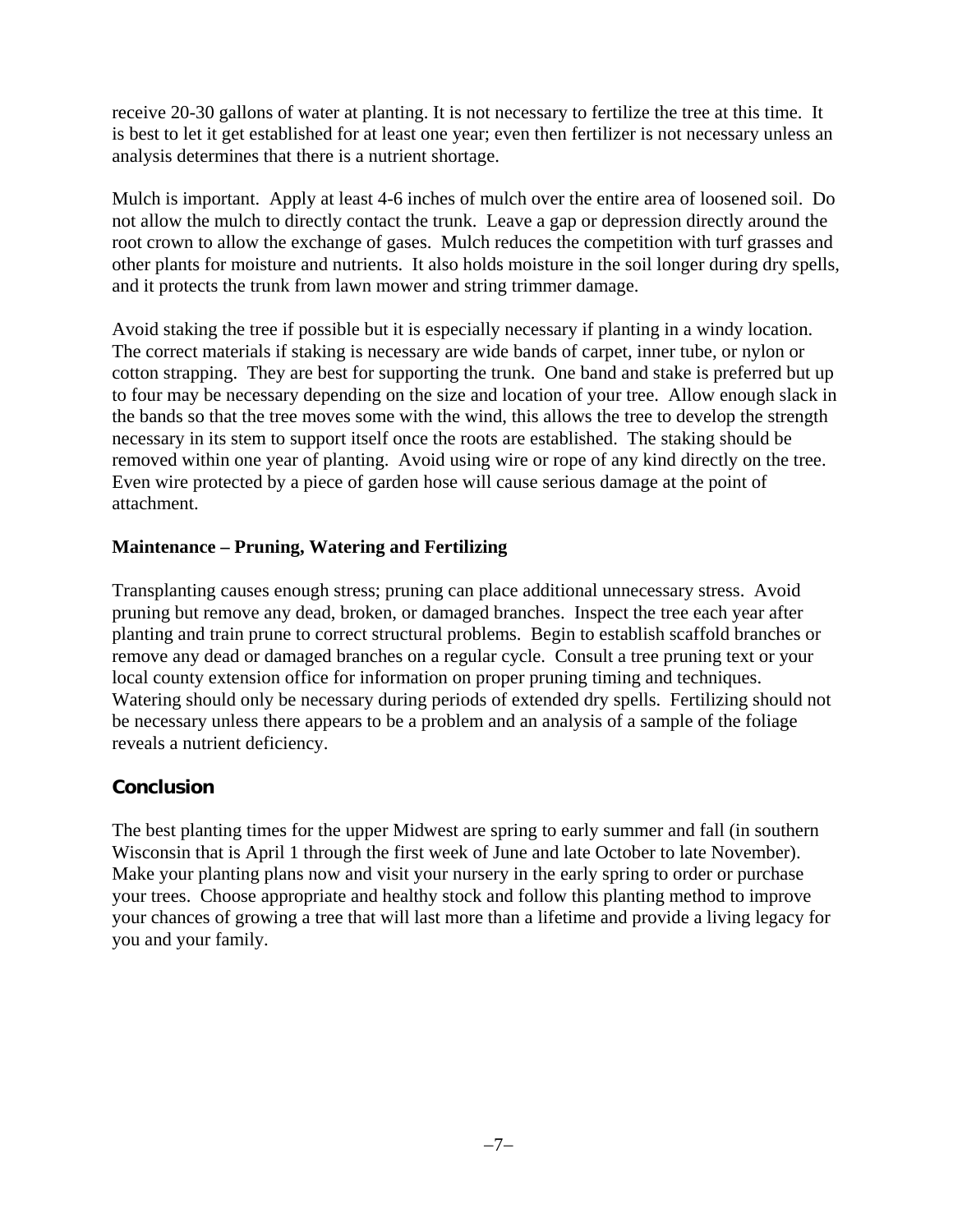receive 20-30 gallons of water at planting. It is not necessary to fertilize the tree at this time. It is best to let it get established for at least one year; even then fertilizer is not necessary unless an analysis determines that there is a nutrient shortage.

Mulch is important. Apply at least 4-6 inches of mulch over the entire area of loosened soil. Do not allow the mulch to directly contact the trunk. Leave a gap or depression directly around the root crown to allow the exchange of gases. Mulch reduces the competition with turf grasses and other plants for moisture and nutrients. It also holds moisture in the soil longer during dry spells, and it protects the trunk from lawn mower and string trimmer damage.

Avoid staking the tree if possible but it is especially necessary if planting in a windy location. The correct materials if staking is necessary are wide bands of carpet, inner tube, or nylon or cotton strapping. They are best for supporting the trunk. One band and stake is preferred but up to four may be necessary depending on the size and location of your tree. Allow enough slack in the bands so that the tree moves some with the wind, this allows the tree to develop the strength necessary in its stem to support itself once the roots are established. The staking should be removed within one year of planting. Avoid using wire or rope of any kind directly on the tree. Even wire protected by a piece of garden hose will cause serious damage at the point of attachment.

**Maintenance – Pruning, Watering and Fertilizing**

Transplanting causes enough stress; pruning can place additional unnecessary stress. Avoid pruning but remove any dead, broken, or damaged branches. Inspect the tree each year after planting and train prune to correct structural problems. Begin to establish scaffold branches or remove any dead or damaged branches on a regular cycle. Consult a tree pruning text or your local county extension office for information on proper pruning timing and techniques. Watering should only be necessary during periods of extended dry spells. Fertilizing should not be necessary unless there appears to be a problem and an analysis of a sample of the foliage reveals a nutrient deficiency.

## Conclusion

The best planting times for the upper Midwest are spring to early summer and fall (in southern Wisconsin that is April 1 through the first week of June and late October to late November). Make your planting plans now and visit your nursery in the early spring to order or purchase your trees. Choose appropriate and healthy stock and follow this planting method to improve your chances of growing a tree that will last more than a lifetime and provide a living legacy for you and your family.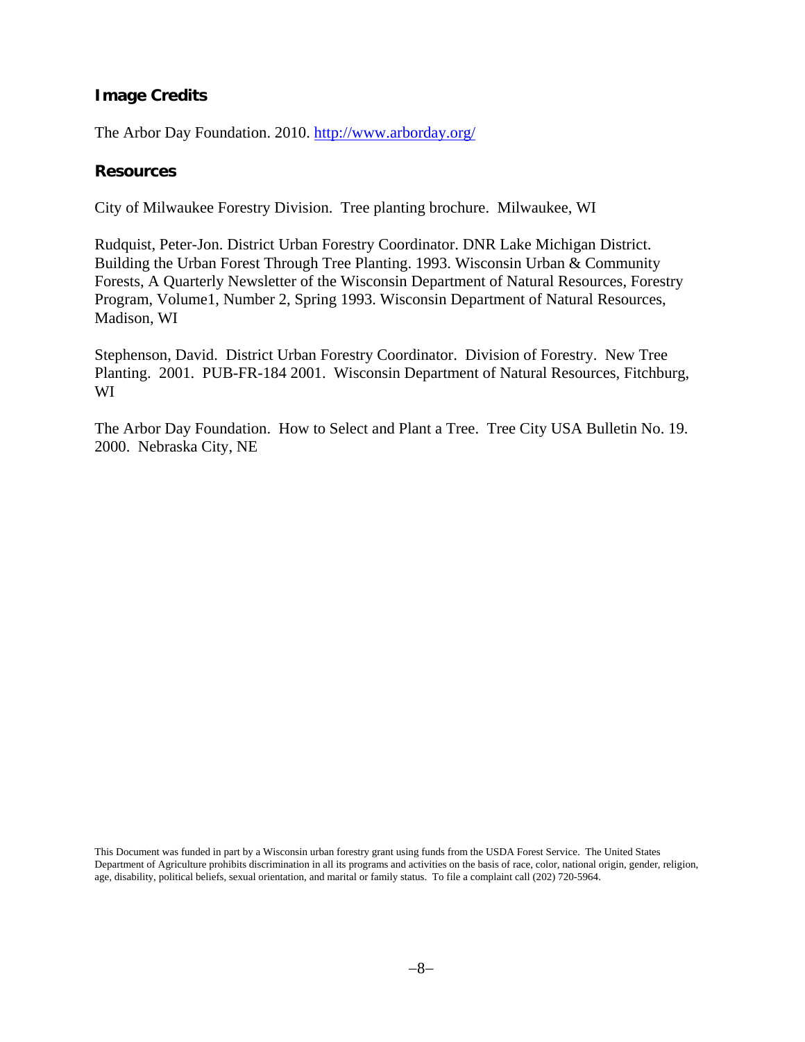## Image Credits

The Arbor Day Foundation. 2010. http://www.arborday.org/

## Resources

City of Milwaukee Forestry Division. Tree planting brochure. Milwaukee, WI

Rudquist, Peter-Jon. District Urban Forestry Coordinator. DNR Lake Michigan District. Building the Urban Forest Through Tree Planting. 1993. Wisconsin Urban & Community Forests, A Quarterly Newsletter of the Wisconsin Department of Natural Resources, Forestry Program, Volume1, Number 2, Spring 1993. Wisconsin Department of Natural Resources, Madison, WI

Stephenson, David. District Urban Forestry Coordinator. Division of Forestry. New Tree Planting. 2001. PUB-FR-184 2001. Wisconsin Department of Natural Resources, Fitchburg, WI

The Arbor Day Foundation. How to Select and Plant a Tree. Tree City USA Bulletin No. 19. 2000. Nebraska City, NE

This Document was funded in part by a Wisconsin urban forestry grant using funds from the USDA Forest Service. The United States Department of Agriculture prohibits discrimination in all its programs and activities on the basis of race, color, national origin, gender, religion, age, disability, political beliefs, sexual orientation, and marital or family status. To file a complaint call (202) 720-5964.